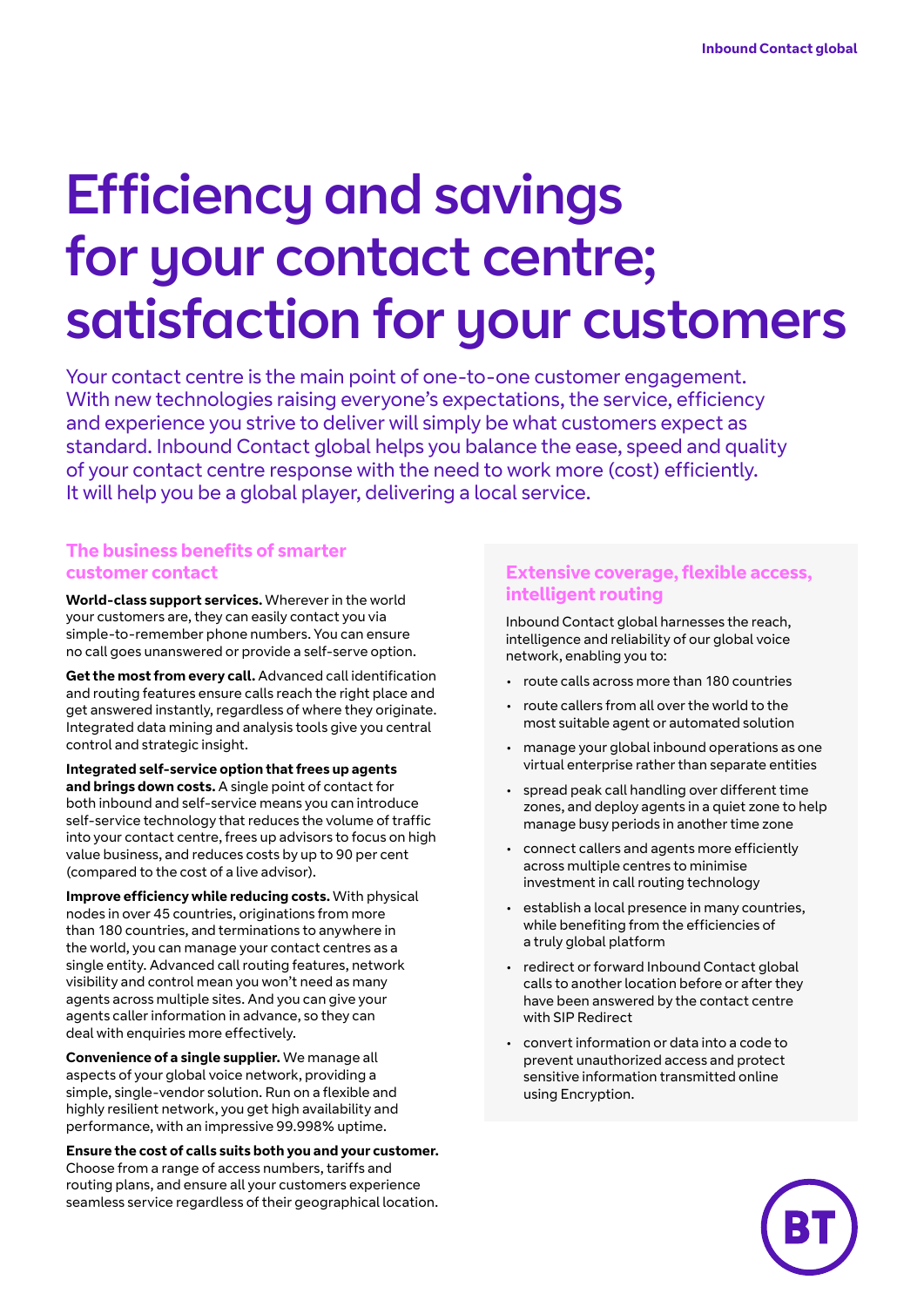# Efficiency and savings for your contact centre; satisfaction for your customers

Your contact centre is the main point of one-to-one customer engagement. With new technologies raising everyone's expectations, the service, efficiency and experience you strive to deliver will simply be what customers expect as standard. Inbound Contact global helps you balance the ease, speed and quality of your contact centre response with the need to work more (cost) efficiently. It will help you be a global player, delivering a local service.

## The business benefits of smarter customer contact

**World-class support services.** Wherever in the world your customers are, they can easily contact you via simple-to-remember phone numbers. You can ensure no call goes unanswered or provide a self-serve option.

**Get the most from every call.** Advanced call identification and routing features ensure calls reach the right place and get answered instantly, regardless of where they originate. Integrated data mining and analysis tools give you central control and strategic insight.

**Integrated self-service option that frees up agents and brings down costs.** A single point of contact for both inbound and self-service means you can introduce self-service technology that reduces the volume of traffic into your contact centre, frees up advisors to focus on high value business, and reduces costs by up to 90 per cent (compared to the cost of a live advisor).

**Improve efficiency while reducing costs.** With physical nodes in over 45 countries, originations from more than 180 countries, and terminations to anywhere in the world, you can manage your contact centres as a single entity. Advanced call routing features, network visibility and control mean you won't need as many agents across multiple sites. And you can give your agents caller information in advance, so they can deal with enquiries more effectively.

**Convenience of a single supplier.** We manage all aspects of your global voice network, providing a simple, single-vendor solution. Run on a flexible and highly resilient network, you get high availability and performance, with an impressive 99.998% uptime.

**Ensure the cost of calls suits both you and your customer.** Choose from a range of access numbers, tariffs and routing plans, and ensure all your customers experience seamless service regardless of their geographical location.

## Extensive coverage, flexible access, intelligent routing

Inbound Contact global harnesses the reach, intelligence and reliability of our global voice network, enabling you to:

- route calls across more than 180 countries
- route callers from all over the world to the most suitable agent or automated solution
- manage your global inbound operations as one virtual enterprise rather than separate entities
- spread peak call handling over different time zones, and deploy agents in a quiet zone to help manage busy periods in another time zone
- connect callers and agents more efficiently across multiple centres to minimise investment in call routing technology
- establish a local presence in many countries, while benefiting from the efficiencies of a truly global platform
- redirect or forward Inbound Contact global calls to another location before or after they have been answered by the contact centre with SIP Redirect
- convert information or data into a code to prevent unauthorized access and protect sensitive information transmitted online using Encryption.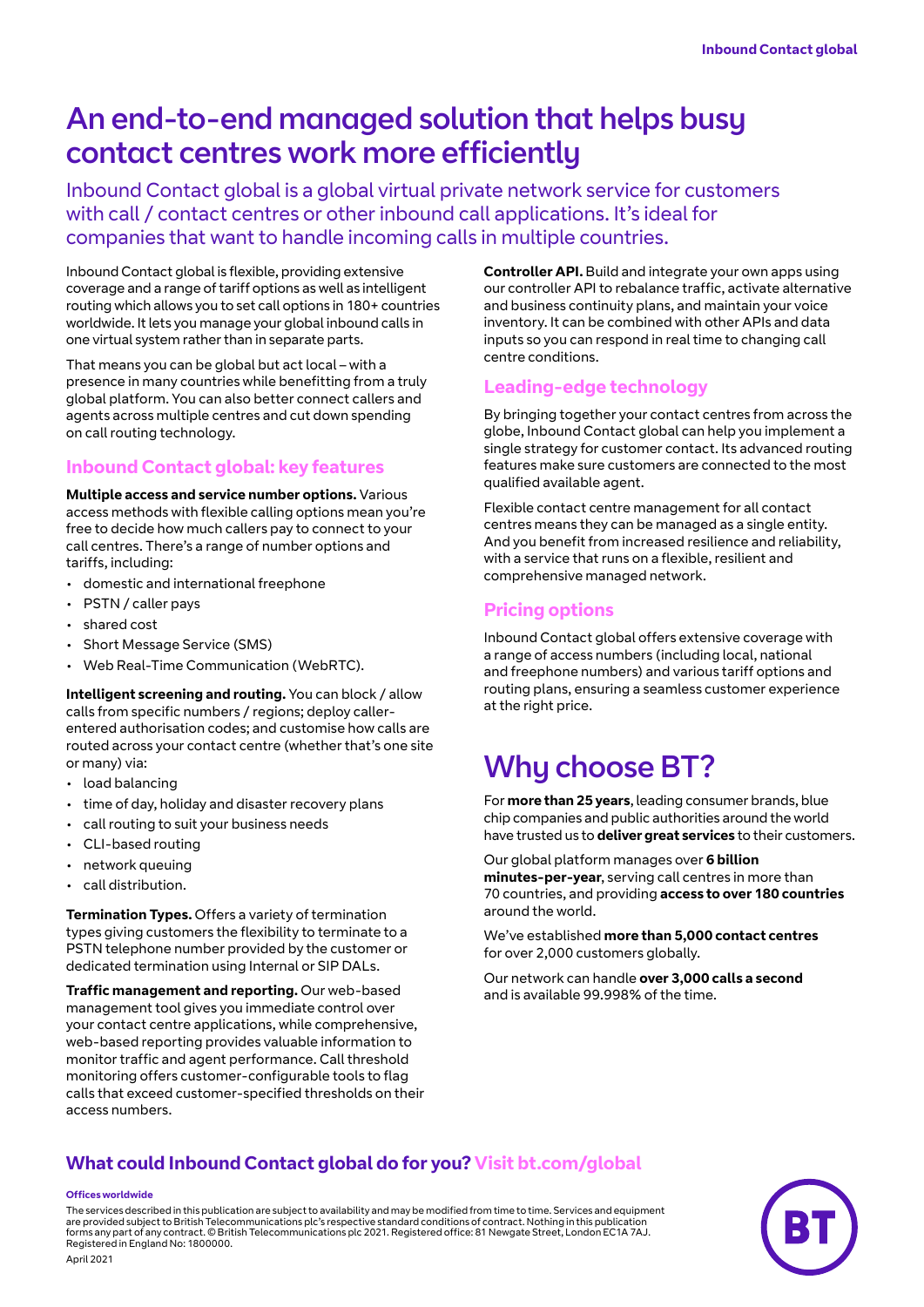# An end-to-end managed solution that helps busy contact centres work more efficiently

Inbound Contact global is a global virtual private network service for customers with call / contact centres or other inbound call applications. It's ideal for companies that want to handle incoming calls in multiple countries.

Inbound Contact global is flexible, providing extensive coverage and a range of tariff options as well as intelligent routing which allows you to set call options in 180+ countries worldwide. It lets you manage your global inbound calls in one virtual system rather than in separate parts.

That means you can be global but act local – with a presence in many countries while benefitting from a truly global platform. You can also better connect callers and agents across multiple centres and cut down spending on call routing technology.

## Inbound Contact global: key features

**Multiple access and service number options.** Various access methods with flexible calling options mean you're free to decide how much callers pay to connect to your call centres. There's a range of number options and tariffs, including:

- domestic and international freephone
- PSTN / caller pays
- shared cost
- Short Message Service (SMS)
- Web Real-Time Communication (WebRTC).

**Intelligent screening and routing.** You can block / allow calls from specific numbers / regions; deploy caller-entered authorisation codes; and customise how calls are routed across your contact centre (whether that's one site or many) via:

- load balancing
- time of day, holiday and disaster recovery plans
- call routing to suit your business needs
- CLI-based routing
- network queuing
- call distribution.

**Termination Types.** Offers a variety of termination types giving customers the flexibility to terminate to a PSTN telephone number provided by the customer or dedicated termination using Internal or SIP DALs.

**Traffic management and reporting.** Our web-based management tool gives you immediate control over your contact centre applications, while comprehensive, web-based reporting provides valuable information to monitor traffic and agent performance. Call threshold monitoring offers customer-configurable tools to flag calls that exceed customer-specified thresholds on their access numbers.

**Controller API.** Build and integrate your own apps using our controller API to rebalance traffic, activate alternative and business continuity plans, and maintain your voice inventory. It can be combined with other APIs and data inputs so you can respond in real time to changing call centre conditions.

## Leading-edge technology

By bringing together your contact centres from across the globe, Inbound Contact global can help you implement a single strategy for customer contact. Its advanced routing features make sure customers are connected to the most qualified available agent.

Flexible contact centre management for all contact centres means they can be managed as a single entity. And you benefit from increased resilience and reliability, with a service that runs on a flexible, resilient and comprehensive managed network.

## Pricing options

Inbound Contact global offers extensive coverage with a range of access numbers (including local, national and freephone numbers) and various tariff options and routing plans, ensuring a seamless customer experience at the right price.

# Why choose BT?

For **more than 25 years**, leading consumer brands, blue chip companies and public authorities around the world have trusted us to **deliver great services** to their customers.

Our global platform manages over **6 billion minutes-per-year**, serving call centres in more than 70 countries, and providing **access to over 180 countries** around the world.

We've established **more than 5,000 contact centres** for over 2,000 customers globally.

Our network can handle **over 3,000 calls a second** and is available 99.998% of the time.

## What could Inbound Contact global do for you? Visit bt.com/global

**Offices worldwide**

The services described in this publication are subject to availability and may be modified from time to time. Services and equipment are provided subject to British Telecommunications plc's respective standard conditions of contract. Nothing in this publication forms any part of any contract. © British Telecommunications plc 2021. Registered office: 81 Newgate Street, London EC1A 7AJ. Registered in England No: 1800000.

April 2021